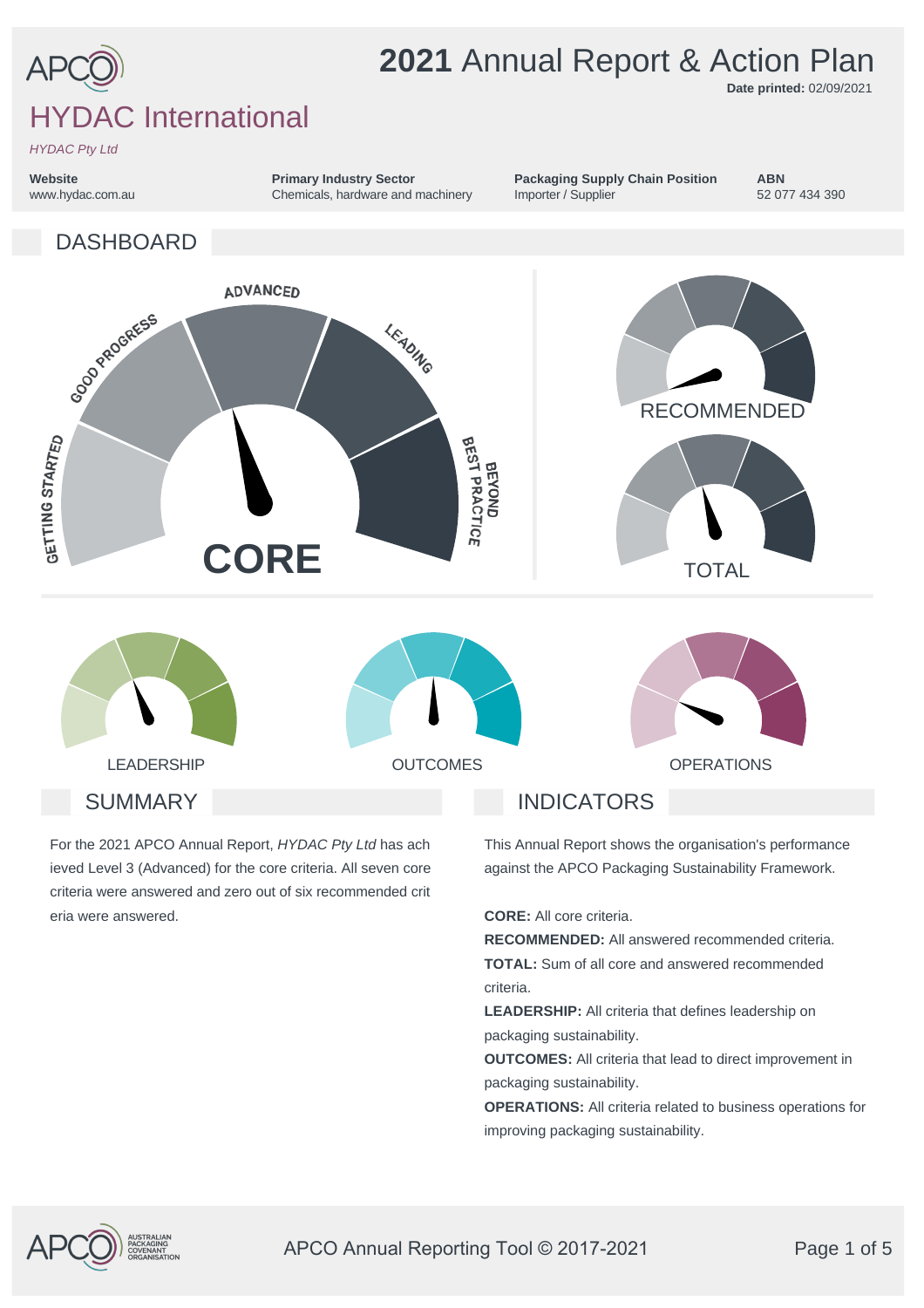# 2021 Annual Report & Action Plan

**Date printed:** 02/09/2021

# HYDAC International

*HYDAC Pty Ltd*

| Website | Primary Industry Sector | Packaging Supply Chain Position | ABN |
|---|---|---|---|
| www.hydac.com.au | Chemicals, hardware and machinery | Importer / Supplier | 52 077 434 390 |

## DASHBOARD

GETTING STARTED — GOOD PROGRESS — ADVANCED — LEADING — BEYOND BEST PRACTICE

**CORE**

RECOMMENDED

TOTAL

LEADERSHIP

OUTCOMES

OPERATIONS

## SUMMARY

For the 2021 APCO Annual Report, *HYDAC Pty Ltd* has ach ieved Level 3 (Advanced) for the core criteria. All seven core criteria were answered and zero out of six recommended crit eria were answered.

## INDICATORS

This Annual Report shows the organisation's performance against the APCO Packaging Sustainability Framework.

**CORE:** All core criteria.
**RECOMMENDED:** All answered recommended criteria.
**TOTAL:** Sum of all core and answered recommended criteria.
**LEADERSHIP:** All criteria that defines leadership on packaging sustainability.
**OUTCOMES:** All criteria that lead to direct improvement in packaging sustainability.
**OPERATIONS:** All criteria related to business operations for improving packaging sustainability.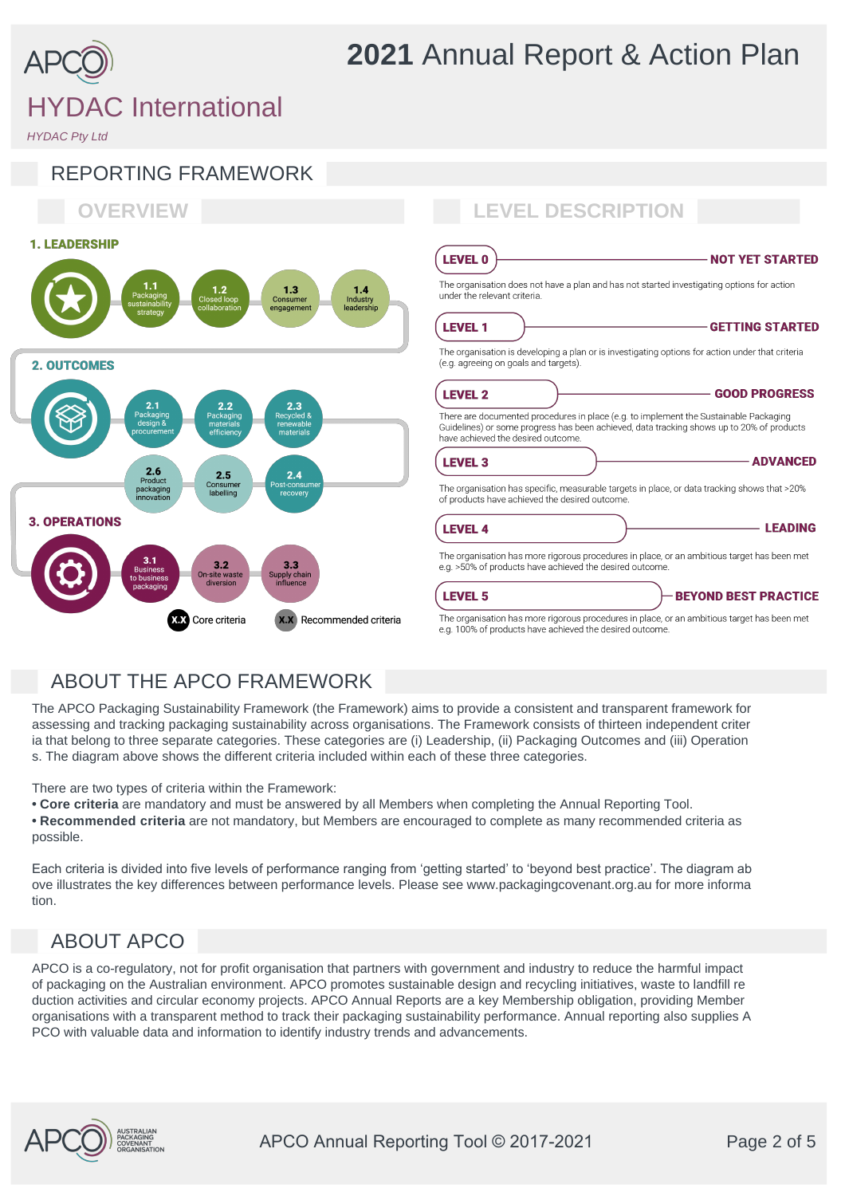# 2021 Annual Report & Action Plan

# HYDAC International

*HYDAC Pty Ltd*

## REPORTING FRAMEWORK

### OVERVIEW

**1. LEADERSHIP**

- 1.1 Packaging sustainability strategy
- 1.2 Closed loop collaboration
- 1.3 Consumer engagement
- 1.4 Industry leadership

**2. OUTCOMES**

- 2.1 Packaging design & procurement
- 2.2 Packaging materials efficiency
- 2.3 Recycled & renewable materials
- 2.4 Post-consumer recovery
- 2.5 Consumer labelling
- 2.6 Product packaging innovation

**3. OPERATIONS**

- 3.1 Business to business packaging
- 3.2 On-site waste diversion
- 3.3 Supply chain influence

X.X Core criteria X.X Recommended criteria

### LEVEL DESCRIPTION

**LEVEL 0 — NOT YET STARTED**

The organisation does not have a plan and has not started investigating options for action under the relevant criteria.

**LEVEL 1 — GETTING STARTED**

The organisation is developing a plan or is investigating options for action under that criteria (e.g. agreeing on goals and targets).

**LEVEL 2 — GOOD PROGRESS**

There are documented procedures in place (e.g. to implement the Sustainable Packaging Guidelines) or some progress has been achieved, data tracking shows up to 20% of products have achieved the desired outcome.

**LEVEL 3 — ADVANCED**

The organisation has specific, measurable targets in place, or data tracking shows that >20% of products have achieved the desired outcome.

**LEVEL 4 — LEADING**

The organisation has more rigorous procedures in place, or an ambitious target has been met e.g. >50% of products have achieved the desired outcome.

**LEVEL 5 — BEYOND BEST PRACTICE**

The organisation has more rigorous procedures in place, or an ambitious target has been met e.g. 100% of products have achieved the desired outcome.

## ABOUT THE APCO FRAMEWORK

The APCO Packaging Sustainability Framework (the Framework) aims to provide a consistent and transparent framework for assessing and tracking packaging sustainability across organisations. The Framework consists of thirteen independent criteria that belong to three separate categories. These categories are (i) Leadership, (ii) Packaging Outcomes and (iii) Operations. The diagram above shows the different criteria included within each of these three categories.

There are two types of criteria within the Framework:

- **Core criteria** are mandatory and must be answered by all Members when completing the Annual Reporting Tool.
- **Recommended criteria** are not mandatory, but Members are encouraged to complete as many recommended criteria as possible.

Each criteria is divided into five levels of performance ranging from 'getting started' to 'beyond best practice'. The diagram above illustrates the key differences between performance levels. Please see www.packagingcovenant.org.au for more information.

## ABOUT APCO

APCO is a co-regulatory, not for profit organisation that partners with government and industry to reduce the harmful impact of packaging on the Australian environment. APCO promotes sustainable design and recycling initiatives, waste to landfill reduction activities and circular economy projects. APCO Annual Reports are a key Membership obligation, providing Member organisations with a transparent method to track their packaging sustainability performance. Annual reporting also supplies APCO with valuable data and information to identify industry trends and advancements.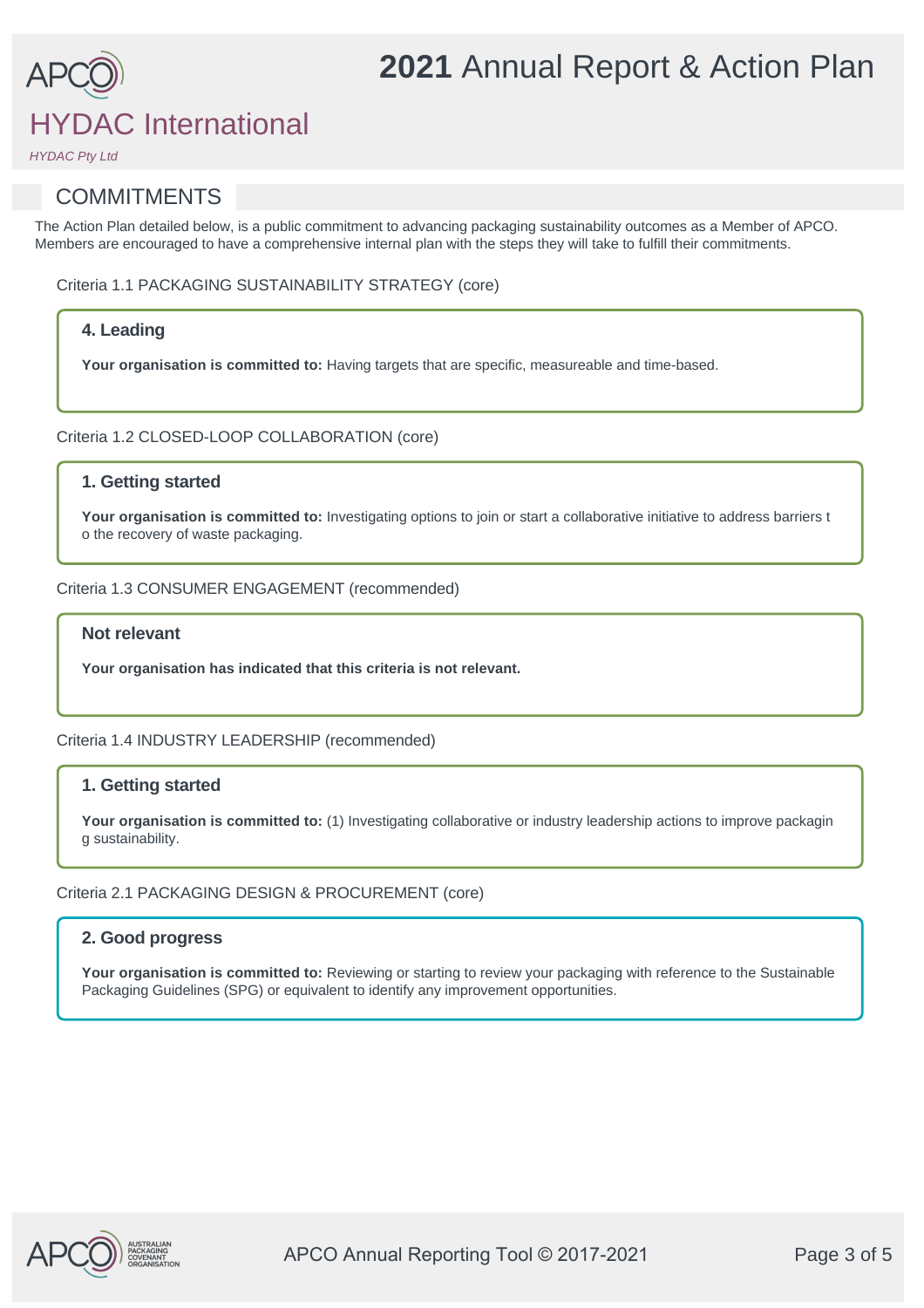# 2021 Annual Report & Action Plan

# HYDAC International

*HYDAC Pty Ltd*

## COMMITMENTS

The Action Plan detailed below, is a public commitment to advancing packaging sustainability outcomes as a Member of APCO. Members are encouraged to have a comprehensive internal plan with the steps they will take to fulfill their commitments.

Criteria 1.1 PACKAGING SUSTAINABILITY STRATEGY (core)

### 4. Leading

**Your organisation is committed to:** Having targets that are specific, measureable and time-based.

Criteria 1.2 CLOSED-LOOP COLLABORATION (core)

### 1. Getting started

**Your organisation is committed to:** Investigating options to join or start a collaborative initiative to address barriers to the recovery of waste packaging.

Criteria 1.3 CONSUMER ENGAGEMENT (recommended)

### Not relevant

**Your organisation has indicated that this criteria is not relevant.**

Criteria 1.4 INDUSTRY LEADERSHIP (recommended)

### 1. Getting started

**Your organisation is committed to:** (1) Investigating collaborative or industry leadership actions to improve packaging sustainability.

Criteria 2.1 PACKAGING DESIGN & PROCUREMENT (core)

### 2. Good progress

**Your organisation is committed to:** Reviewing or starting to review your packaging with reference to the Sustainable Packaging Guidelines (SPG) or equivalent to identify any improvement opportunities.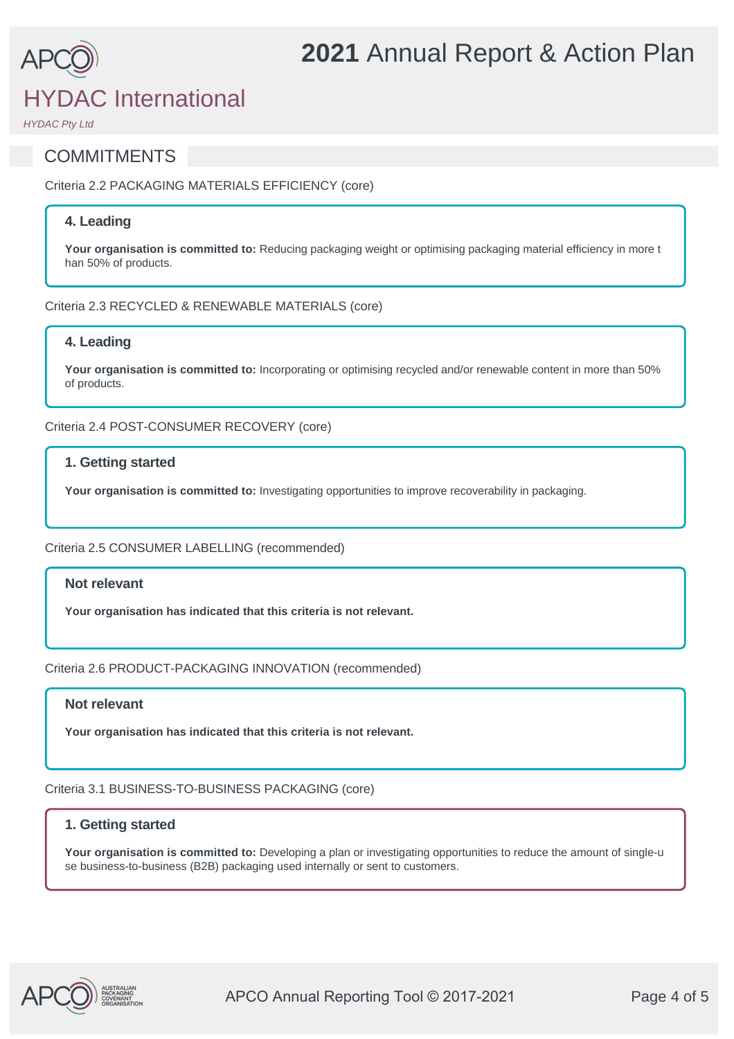# HYDAC International

*HYDAC Pty Ltd*

## COMMITMENTS

Criteria 2.2 PACKAGING MATERIALS EFFICIENCY (core)

**4. Leading**

**Your organisation is committed to:** Reducing packaging weight or optimising packaging material efficiency in more than 50% of products.

Criteria 2.3 RECYCLED & RENEWABLE MATERIALS (core)

**4. Leading**

**Your organisation is committed to:** Incorporating or optimising recycled and/or renewable content in more than 50% of products.

Criteria 2.4 POST-CONSUMER RECOVERY (core)

**1. Getting started**

**Your organisation is committed to:** Investigating opportunities to improve recoverability in packaging.

Criteria 2.5 CONSUMER LABELLING (recommended)

**Not relevant**

**Your organisation has indicated that this criteria is not relevant.**

Criteria 2.6 PRODUCT-PACKAGING INNOVATION (recommended)

**Not relevant**

**Your organisation has indicated that this criteria is not relevant.**

Criteria 3.1 BUSINESS-TO-BUSINESS PACKAGING (core)

**1. Getting started**

**Your organisation is committed to:** Developing a plan or investigating opportunities to reduce the amount of single-use business-to-business (B2B) packaging used internally or sent to customers.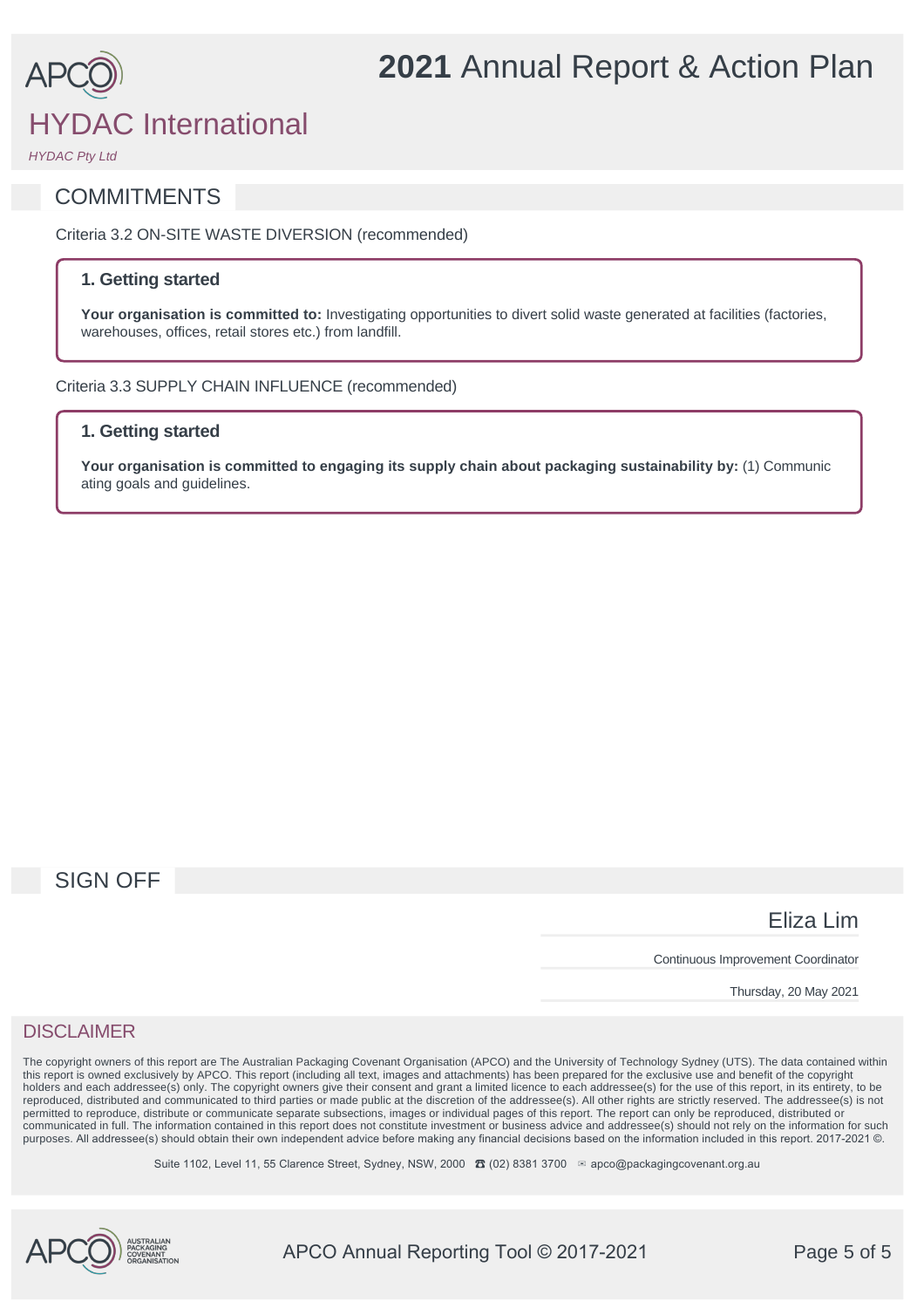# 2021 Annual Report & Action Plan

## HYDAC International

*HYDAC Pty Ltd*

## COMMITMENTS

Criteria 3.2 ON-SITE WASTE DIVERSION (recommended)

**1. Getting started**

**Your organisation is committed to:** Investigating opportunities to divert solid waste generated at facilities (factories, warehouses, offices, retail stores etc.) from landfill.

Criteria 3.3 SUPPLY CHAIN INFLUENCE (recommended)

**1. Getting started**

**Your organisation is committed to engaging its supply chain about packaging sustainability by:** (1) Communicating goals and guidelines.

## SIGN OFF

Eliza Lim

Continuous Improvement Coordinator

Thursday, 20 May 2021

## DISCLAIMER

The copyright owners of this report are The Australian Packaging Covenant Organisation (APCO) and the University of Technology Sydney (UTS). The data contained within this report is owned exclusively by APCO. This report (including all text, images and attachments) has been prepared for the exclusive use and benefit of the copyright holders and each addressee(s) only. The copyright owners give their consent and grant a limited licence to each addressee(s) for the use of this report, in its entirety, to be reproduced, distributed and communicated to third parties or made public at the discretion of the addressee(s). All other rights are strictly reserved. The addressee(s) is not permitted to reproduce, distribute or communicate separate subsections, images or individual pages of this report. The report can only be reproduced, distributed or communicated in full. The information contained in this report does not constitute investment or business advice and addressee(s) should not rely on the information for such purposes. All addressee(s) should obtain their own independent advice before making any financial decisions based on the information included in this report. 2017-2021 ©.

Suite 1102, Level 11, 55 Clarence Street, Sydney, NSW, 2000 ☎ (02) 8381 3700 ✉ apco@packagingcovenant.org.au